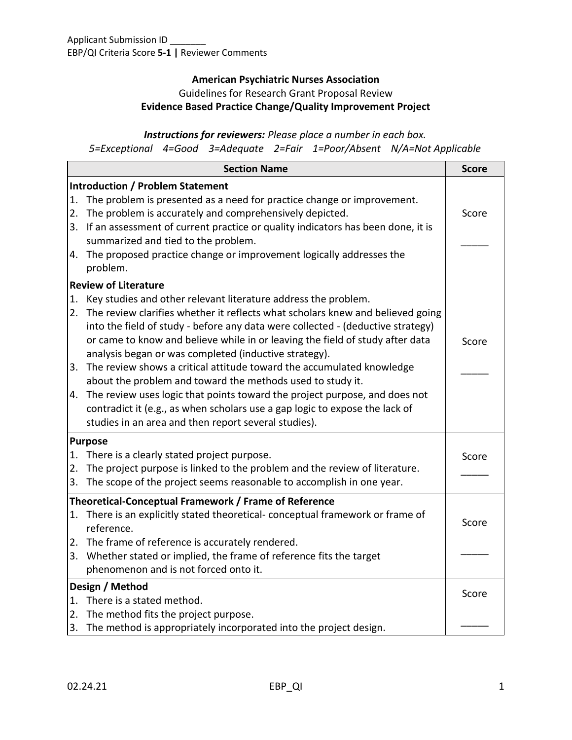Applicant Submission ID _______
EBP/QI Criteria Score **5-1 |** Reviewer Comments

**American Psychiatric Nurses Association**

Guidelines for Research Grant Proposal Review

**Evidence Based Practice Change/Quality Improvement Project**

***Instructions for reviewers:*** *Please place a number in each box.*

*5=Exceptional 4=Good 3=Adequate 2=Fair 1=Poor/Absent N/A=Not Applicable*

| Section Name | Score |
|---|---|
| **Introduction / Problem Statement**<br>1. The problem is presented as a need for practice change or improvement.<br>2. The problem is accurately and comprehensively depicted.<br>3. If an assessment of current practice or quality indicators has been done, it is summarized and tied to the problem.<br>4. The proposed practice change or improvement logically addresses the problem. | Score<br>_____ |
| **Review of Literature**<br>1. Key studies and other relevant literature address the problem.<br>2. The review clarifies whether it reflects what scholars knew and believed going into the field of study - before any data were collected - (deductive strategy) or came to know and believe while in or leaving the field of study after data analysis began or was completed (inductive strategy).<br>3. The review shows a critical attitude toward the accumulated knowledge about the problem and toward the methods used to study it.<br>4. The review uses logic that points toward the project purpose, and does not contradict it (e.g., as when scholars use a gap logic to expose the lack of studies in an area and then report several studies). | Score<br>_____ |
| **Purpose**<br>1. There is a clearly stated project purpose.<br>2. The project purpose is linked to the problem and the review of literature.<br>3. The scope of the project seems reasonable to accomplish in one year. | Score<br>_____ |
| **Theoretical-Conceptual Framework / Frame of Reference**<br>1. There is an explicitly stated theoretical- conceptual framework or frame of reference.<br>2. The frame of reference is accurately rendered.<br>3. Whether stated or implied, the frame of reference fits the target phenomenon and is not forced onto it. | Score<br>_____ |
| **Design / Method**<br>1. There is a stated method.<br>2. The method fits the project purpose.<br>3. The method is appropriately incorporated into the project design. | Score<br>_____ |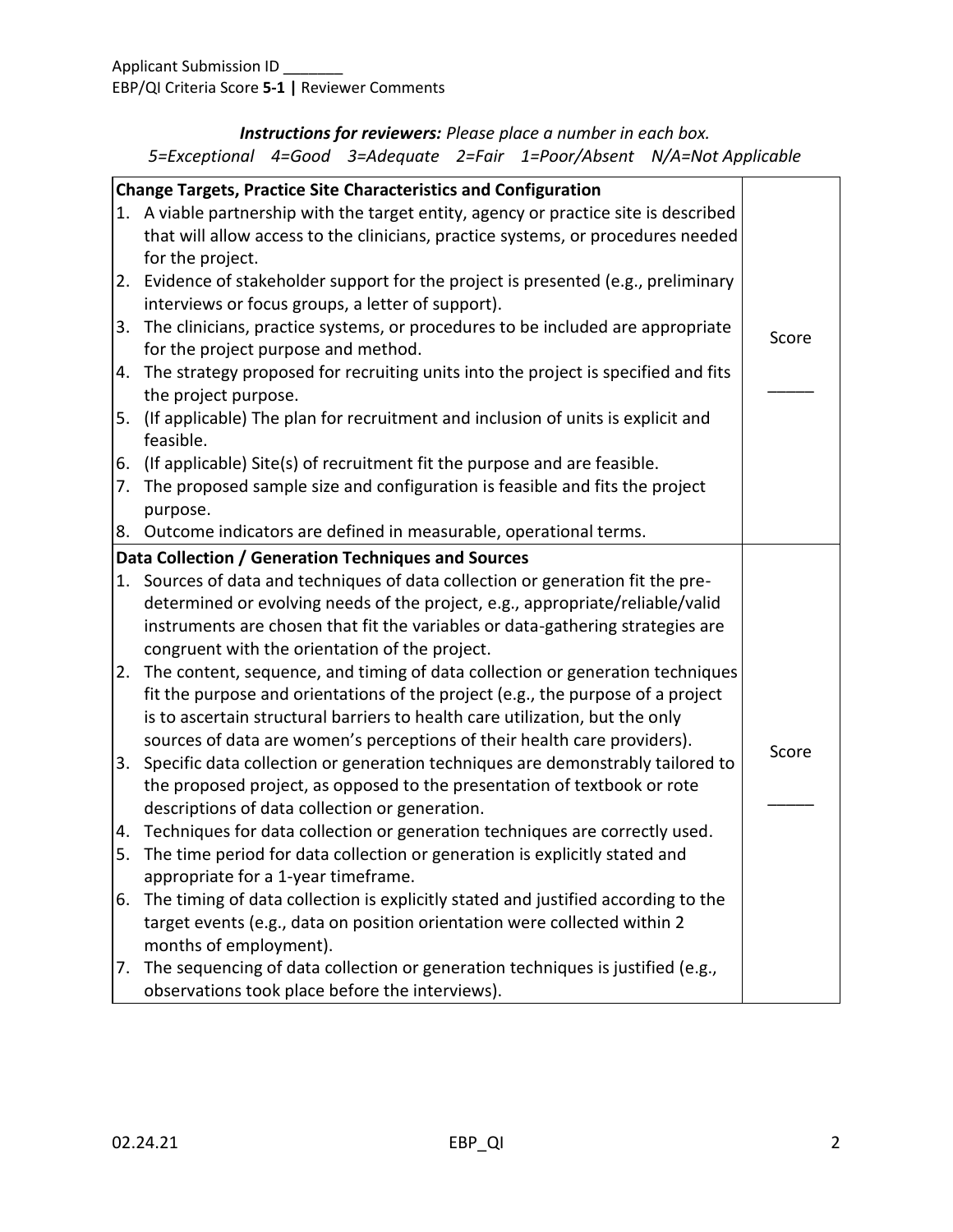Applicant Submission ID _______
EBP/QI Criteria Score **5-1** **|** Reviewer Comments

***Instructions for reviewers:*** *Please place a number in each box.*
*5=Exceptional 4=Good 3=Adequate 2=Fair 1=Poor/Absent N/A=Not Applicable*

| **Change Targets, Practice Site Characteristics and Configuration** | |
|---|---|
| 1. A viable partnership with the target entity, agency or practice site is described that will allow access to the clinicians, practice systems, or procedures needed for the project.<br>2. Evidence of stakeholder support for the project is presented (e.g., preliminary interviews or focus groups, a letter of support).<br>3. The clinicians, practice systems, or procedures to be included are appropriate for the project purpose and method.<br>4. The strategy proposed for recruiting units into the project is specified and fits the project purpose.<br>5. (If applicable) The plan for recruitment and inclusion of units is explicit and feasible.<br>6. (If applicable) Site(s) of recruitment fit the purpose and are feasible.<br>7. The proposed sample size and configuration is feasible and fits the project purpose.<br>8. Outcome indicators are defined in measurable, operational terms. | Score<br><br>_____ |
| **Data Collection / Generation Techniques and Sources** | |
| 1. Sources of data and techniques of data collection or generation fit the pre-determined or evolving needs of the project, e.g., appropriate/reliable/valid instruments are chosen that fit the variables or data-gathering strategies are congruent with the orientation of the project.<br>2. The content, sequence, and timing of data collection or generation techniques fit the purpose and orientations of the project (e.g., the purpose of a project is to ascertain structural barriers to health care utilization, but the only sources of data are women's perceptions of their health care providers).<br>3. Specific data collection or generation techniques are demonstrably tailored to the proposed project, as opposed to the presentation of textbook or rote descriptions of data collection or generation.<br>4. Techniques for data collection or generation techniques are correctly used.<br>5. The time period for data collection or generation is explicitly stated and appropriate for a 1-year timeframe.<br>6. The timing of data collection is explicitly stated and justified according to the target events (e.g., data on position orientation were collected within 2 months of employment).<br>7. The sequencing of data collection or generation techniques is justified (e.g., observations took place before the interviews). | Score<br><br>_____ |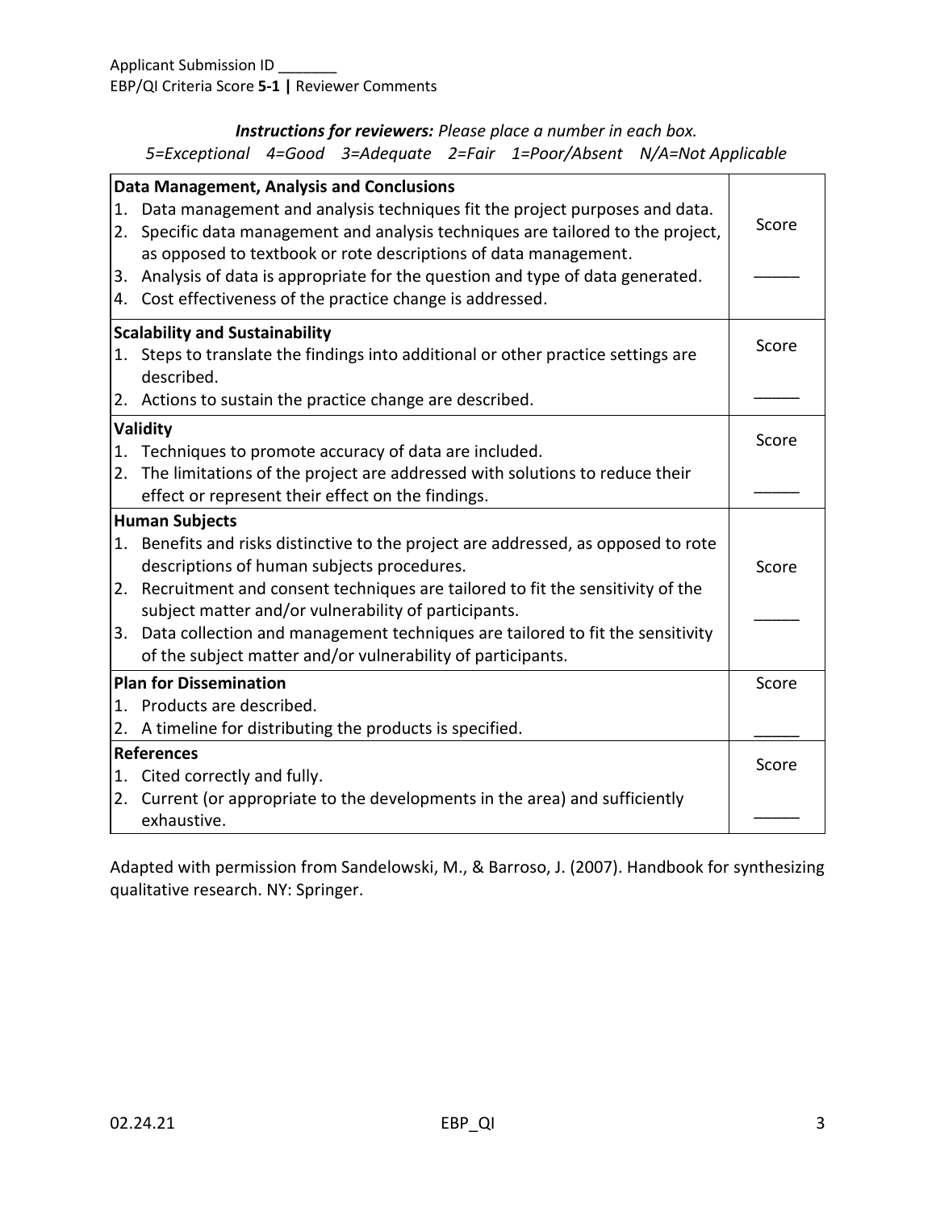Applicant Submission ID _______
EBP/QI Criteria Score **5-1 |** Reviewer Comments

***Instructions for reviewers:*** *Please place a number in each box.*
*5=Exceptional 4=Good 3=Adequate 2=Fair 1=Poor/Absent N/A=Not Applicable*

| Criteria | Score |
|---|---|
| **Data Management, Analysis and Conclusions**<br>1. Data management and analysis techniques fit the project purposes and data.<br>2. Specific data management and analysis techniques are tailored to the project, as opposed to textbook or rote descriptions of data management.<br>3. Analysis of data is appropriate for the question and type of data generated.<br>4. Cost effectiveness of the practice change is addressed. | Score<br>_____ |
| **Scalability and Sustainability**<br>1. Steps to translate the findings into additional or other practice settings are described.<br>2. Actions to sustain the practice change are described. | Score<br>_____ |
| **Validity**<br>1. Techniques to promote accuracy of data are included.<br>2. The limitations of the project are addressed with solutions to reduce their effect or represent their effect on the findings. | Score<br>_____ |
| **Human Subjects**<br>1. Benefits and risks distinctive to the project are addressed, as opposed to rote descriptions of human subjects procedures.<br>2. Recruitment and consent techniques are tailored to fit the sensitivity of the subject matter and/or vulnerability of participants.<br>3. Data collection and management techniques are tailored to fit the sensitivity of the subject matter and/or vulnerability of participants. | Score<br>_____ |
| **Plan for Dissemination**<br>1. Products are described.<br>2. A timeline for distributing the products is specified. | Score<br>_____ |
| **References**<br>1. Cited correctly and fully.<br>2. Current (or appropriate to the developments in the area) and sufficiently exhaustive. | Score<br>_____ |

Adapted with permission from Sandelowski, M., & Barroso, J. (2007). Handbook for synthesizing qualitative research. NY: Springer.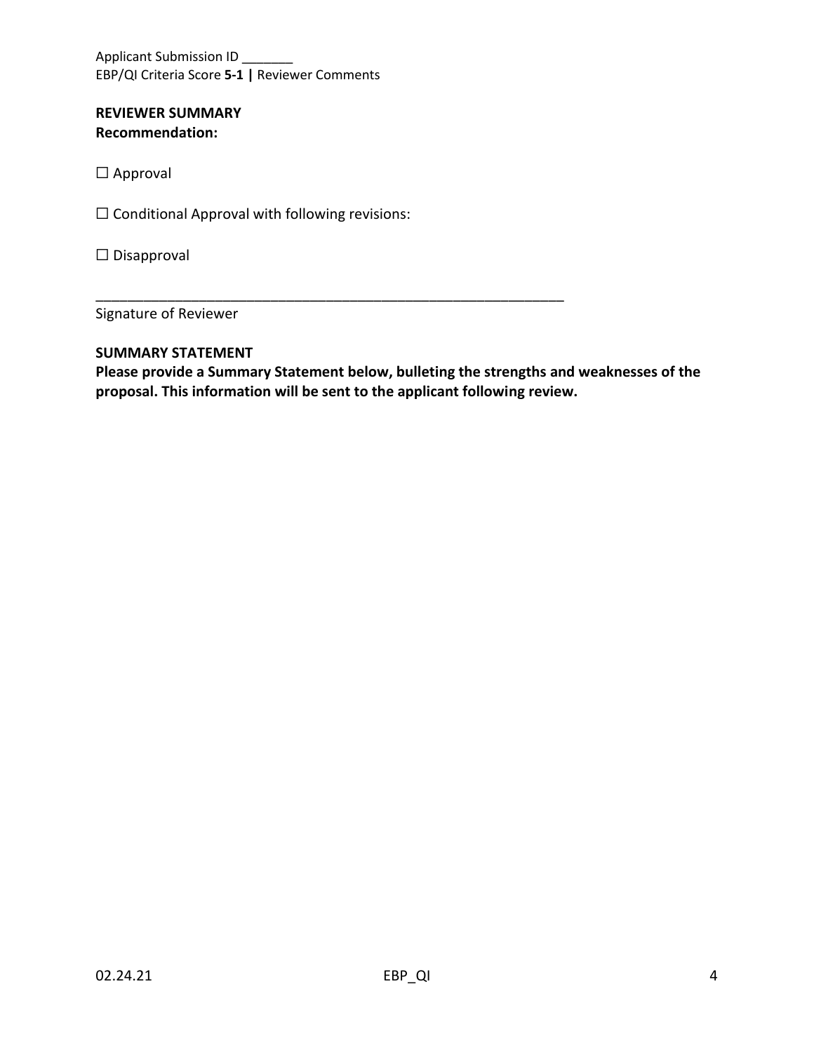Applicant Submission ID _______
EBP/QI Criteria Score **5-1 |** Reviewer Comments

**REVIEWER SUMMARY**
**Recommendation:**

☐ Approval

☐ Conditional Approval with following revisions:

☐ Disapproval

_______________________________________________________________
Signature of Reviewer

**SUMMARY STATEMENT**
**Please provide a Summary Statement below, bulleting the strengths and weaknesses of the proposal. This information will be sent to the applicant following review.**